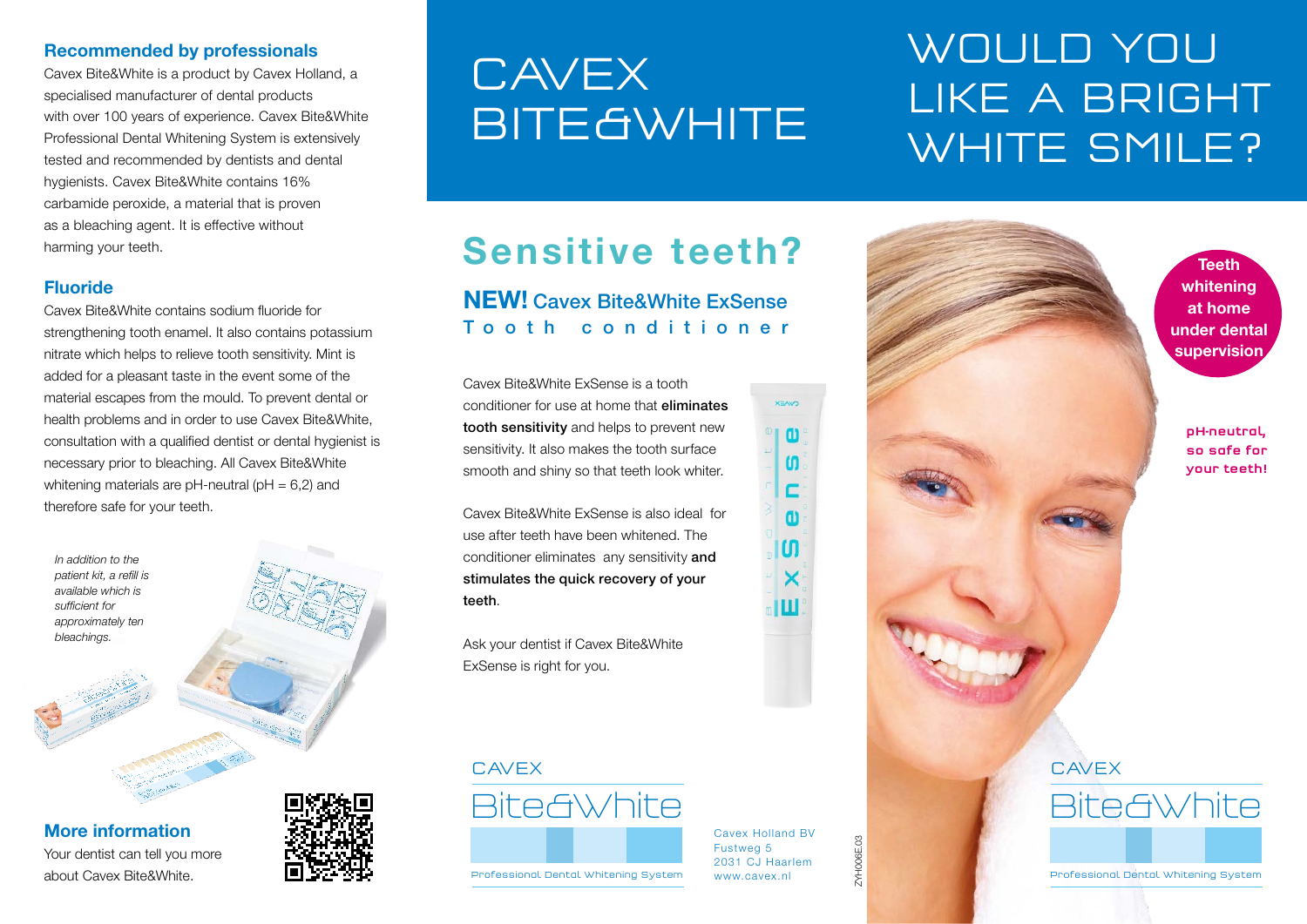## Recommended by professionals

Cavex Bite&White is a product by Cavex Holland, a specialised manufacturer of dental products with over 100 years of experience. Cavex Bite&White Professional Dental Whitening System is extensively tested and recommended by dentists and dental hygienists. Cavex Bite&White contains 16% carbamide peroxide, a material that is proven as a bleaching agent. It is effective without harming your teeth.

## Fluoride

Cavex Bite&White contains sodium fluoride for strengthening tooth enamel. It also contains potassium nitrate which helps to relieve tooth sensitivity. Mint is added for a pleasant taste in the event some of the material escapes from the mould. To prevent dental or health problems and in order to use Cavex Bite&White, consultation with a qualified dentist or dental hygienist is necessary prior to bleaching. All Cavex Bite&White whitening materials are pH-neutral (pH = 6,2) and therefore safe for your teeth.

*In addition to the patient kit, a refill is available which is sufficient for approximately ten bleachings.*

## More information

Your dentist can tell you more about Cavex Bite&White.

# CAVEX BITE&WHITE

## Sensitive teeth?

### NEW! Cavex Bite&White ExSense

Tooth conditioner

Cavex Bite&White ExSense is a tooth conditioner for use at home that **eliminates tooth sensitivity** and helps to prevent new sensitivity. It also makes the tooth surface smooth and shiny so that teeth look whiter.

Cavex Bite&White ExSense is also ideal for use after teeth have been whitened. The conditioner eliminates any sensitivity **and stimulates the quick recovery of your teeth**.

Ask your dentist if Cavex Bite&White ExSense is right for you.

CAVEX
Bite&White
Professional Dental Whitening System

Cavex Holland BV
Fustweg 5
2031 CJ Haarlem
www.cavex.nl

ZYH006E.03

# WOULD YOU LIKE A BRIGHT WHITE SMILE?

**Teeth whitening at home under dental supervision**

**pH-neutral, so safe for your teeth!**

CAVEX
Bite&White
Professional Dental Whitening System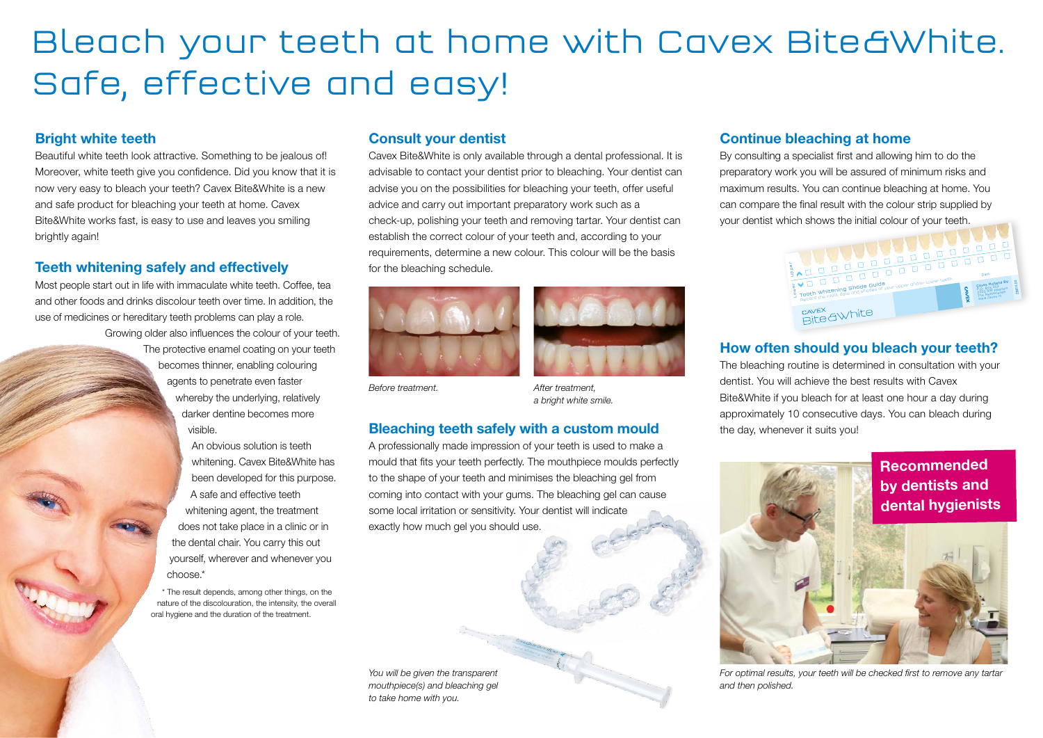# Bleach your teeth at home with Cavex Bite&White. Safe, effective and easy!

## Bright white teeth

Beautiful white teeth look attractive. Something to be jealous of! Moreover, white teeth give you confidence. Did you know that it is now very easy to bleach your teeth? Cavex Bite&White is a new and safe product for bleaching your teeth at home. Cavex Bite&White works fast, is easy to use and leaves you smiling brightly again!

## Teeth whitening safely and effectively

Most people start out in life with immaculate white teeth. Coffee, tea and other foods and drinks discolour teeth over time. In addition, the use of medicines or hereditary teeth problems can play a role. Growing older also influences the colour of your teeth. The protective enamel coating on your teeth becomes thinner, enabling colouring agents to penetrate even faster whereby the underlying, relatively darker dentine becomes more visible.

An obvious solution is teeth whitening. Cavex Bite&White has been developed for this purpose. A safe and effective teeth whitening agent, the treatment does not take place in a clinic or in the dental chair. You carry this out yourself, wherever and whenever you choose.*

* The result depends, among other things, on the nature of the discolouration, the intensity, the overall oral hygiene and the duration of the treatment.

## Consult your dentist

Cavex Bite&White is only available through a dental professional. It is advisable to contact your dentist prior to bleaching. Your dentist can advise you on the possibilities for bleaching your teeth, offer useful advice and carry out important preparatory work such as a check-up, polishing your teeth and removing tartar. Your dentist can establish the correct colour of your teeth and, according to your requirements, determine a new colour. This colour will be the basis for the bleaching schedule.

*Before treatment.*

*After treatment, a bright white smile.*

## Bleaching teeth safely with a custom mould

A professionally made impression of your teeth is used to make a mould that fits your teeth perfectly. The mouthpiece moulds perfectly to the shape of your teeth and minimises the bleaching gel from coming into contact with your gums. The bleaching gel can cause some local irritation or sensitivity. Your dentist will indicate exactly how much gel you should use.

*You will be given the transparent mouthpiece(s) and bleaching gel to take home with you.*

## Continue bleaching at home

By consulting a specialist first and allowing him to do the preparatory work you will be assured of minimum risks and maximum results. You can continue bleaching at home. You can compare the final result with the colour strip supplied by your dentist which shows the initial colour of your teeth.

## How often should you bleach your teeth?

The bleaching routine is determined in consultation with your dentist. You will achieve the best results with Cavex Bite&White if you bleach for at least one hour a day during approximately 10 consecutive days. You can bleach during the day, whenever it suits you!

**Recommended by dentists and dental hygienists**

*For optimal results, your teeth will be checked first to remove any tartar and then polished.*